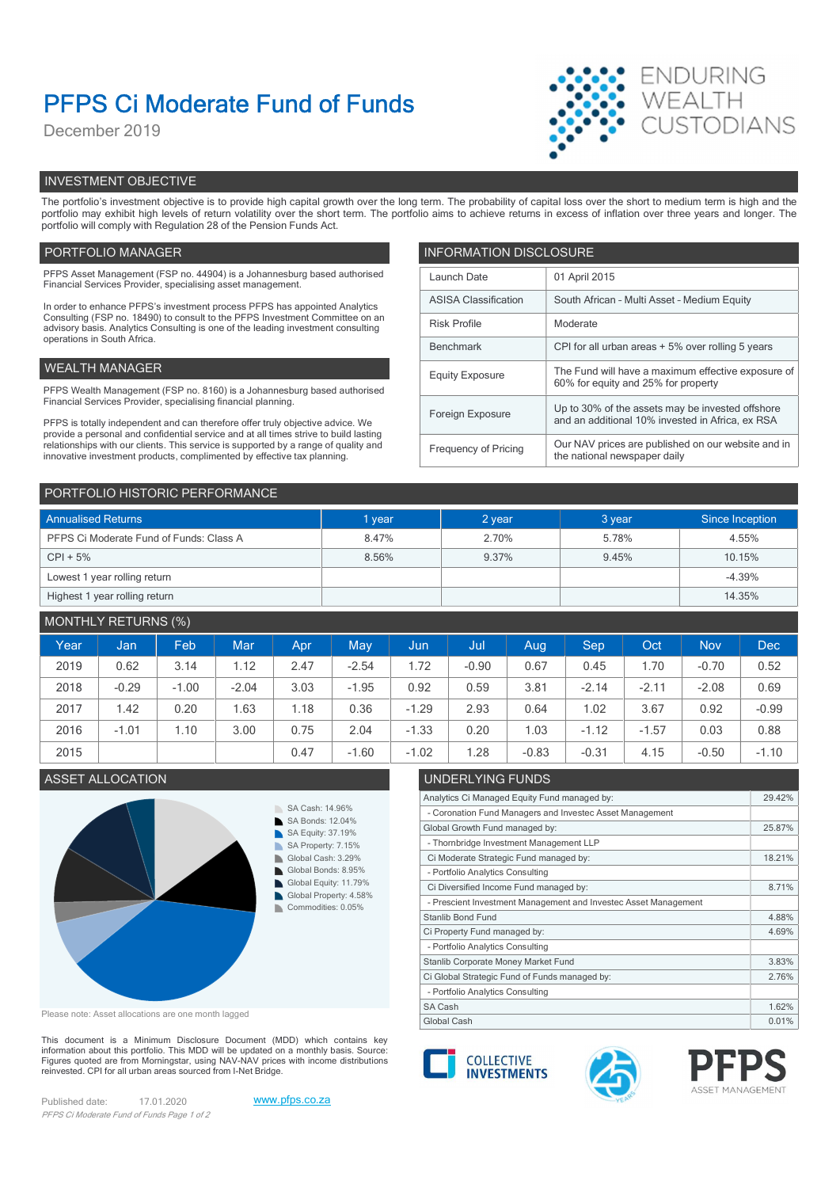# PFPS Ci Moderate Fund of Funds

December 2019

ENDURING WEALTH CUSTODIANS

## INVESTMENT OBJECTIVE

The portfolio's investment objective is to provide high capital growth over the long term. The probability of capital loss over the short to medium term is high and the portfolio may exhibit high levels of return volatility over the short term. The portfolio aims to achieve returns in excess of inflation over three years and longer. The portfolio will comply with Regulation 28 of the Pension Funds Act.

## PORTFOLIO MANAGER

PFPS Asset Management (FSP no. 44904) is a Johannesburg based authorised Financial Services Provider, specialising asset management.

In order to enhance PFPS's investment process PFPS has appointed Analytics Consulting (FSP no. 18490) to consult to the PFPS Investment Committee on an advisory basis. Analytics Consulting is one of the leading investment consulting operations in South Africa.

## WEALTH MANAGER

PFPS Wealth Management (FSP no. 8160) is a Johannesburg based authorised Financial Services Provider, specialising financial planning.

PFPS is totally independent and can therefore offer truly objective advice. We provide a personal and confidential service and at all times strive to build lasting relationships with our clients. This service is supported by a range of quality and innovative investment products, complimented by effective tax planning.

## INFORMATION DISCLOSURE

| | |
|---|---|
| Launch Date | 01 April 2015 |
| ASISA Classification | South African - Multi Asset - Medium Equity |
| Risk Profile | Moderate |
| Benchmark | CPI for all urban areas + 5% over rolling 5 years |
| Equity Exposure | The Fund will have a maximum effective exposure of 60% for equity and 25% for property |
| Foreign Exposure | Up to 30% of the assets may be invested offshore and an additional 10% invested in Africa, ex RSA |
| Frequency of Pricing | Our NAV prices are published on our website and in the national newspaper daily |

## PORTFOLIO HISTORIC PERFORMANCE

| Annualised Returns | 1 year | 2 year | 3 year | Since Inception |
|---|---|---|---|---|
| PFPS Ci Moderate Fund of Funds: Class A | 8.47% | 2.70% | 5.78% | 4.55% |
| CPI + 5% | 8.56% | 9.37% | 9.45% | 10.15% |
| Lowest 1 year rolling return | | | | -4.39% |
| Highest 1 year rolling return | | | | 14.35% |

## MONTHLY RETURNS (%)

| Year | Jan | Feb | Mar | Apr | May | Jun | Jul | Aug | Sep | Oct | Nov | Dec |
|---|---|---|---|---|---|---|---|---|---|---|---|---|
| 2019 | 0.62 | 3.14 | 1.12 | 2.47 | -2.54 | 1.72 | -0.90 | 0.67 | 0.45 | 1.70 | -0.70 | 0.52 |
| 2018 | -0.29 | -1.00 | -2.04 | 3.03 | -1.95 | 0.92 | 0.59 | 3.81 | -2.14 | -2.11 | -2.08 | 0.69 |
| 2017 | 1.42 | 0.20 | 1.63 | 1.18 | 0.36 | -1.29 | 2.93 | 0.64 | 1.02 | 3.67 | 0.92 | -0.99 |
| 2016 | -1.01 | 1.10 | 3.00 | 0.75 | 2.04 | -1.33 | 0.20 | 1.03 | -1.12 | -1.57 | 0.03 | 0.88 |
| 2015 | | | | 0.47 | -1.60 | -1.02 | 1.28 | -0.83 | -0.31 | 4.15 | -0.50 | -1.10 |

## ASSET ALLOCATION

- SA Cash: 14.96%
- SA Bonds: 12.04%
- SA Equity: 37.19%
- SA Property: 7.15%
- Global Cash: 3.29%
- Global Bonds: 8.95%
- Global Equity: 11.79%
- Global Property: 4.58%
- Commodities: 0.05%

Please note: Asset allocations are one month lagged

## UNDERLYING FUNDS

| | |
|---|---|
| Analytics Ci Managed Equity Fund managed by: | 29.42% |
| - Coronation Fund Managers and Investec Asset Management | |
| Global Growth Fund managed by: | 25.87% |
| - Thornbridge Investment Management LLP | |
| Ci Moderate Strategic Fund managed by: | 18.21% |
| - Portfolio Analytics Consulting | |
| Ci Diversified Income Fund managed by: | 8.71% |
| - Prescient Investment Management and Investec Asset Management | |
| Stanlib Bond Fund | 4.88% |
| Ci Property Fund managed by: | 4.69% |
| - Portfolio Analytics Consulting | |
| Stanlib Corporate Money Market Fund | 3.83% |
| Ci Global Strategic Fund of Funds managed by: | 2.76% |
| - Portfolio Analytics Consulting | |
| SA Cash | 1.62% |
| Global Cash | 0.01% |

This document is a Minimum Disclosure Document (MDD) which contains key information about this portfolio. This MDD will be updated on a monthly basis. Source: Figures quoted are from Morningstar, using NAV-NAV prices with income distributions reinvested. CPI for all urban areas sourced from I-Net Bridge.

Published date: 17.01.2020

www.pfps.co.za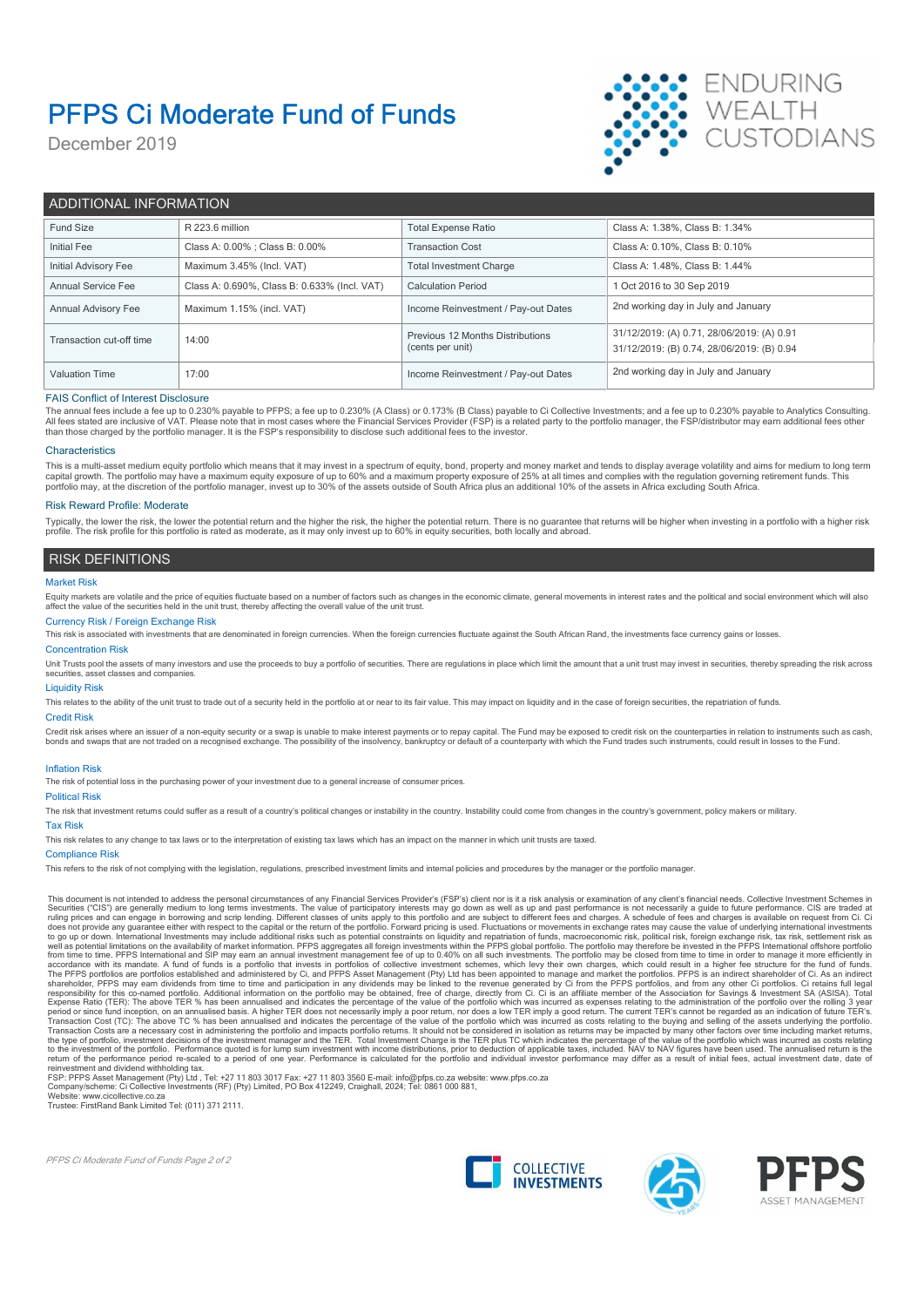# PFPS Ci Moderate Fund of Funds

December 2019

## ADDITIONAL INFORMATION

| | | | |
|---|---|---|---|
| Fund Size | R 223.6 million | Total Expense Ratio | Class A: 1.38%, Class B: 1.34% |
| Initial Fee | Class A: 0.00% ; Class B: 0.00% | Transaction Cost | Class A: 0.10%, Class B: 0.10% |
| Initial Advisory Fee | Maximum 3.45% (Incl. VAT) | Total Investment Charge | Class A: 1.48%, Class B: 1.44% |
| Annual Service Fee | Class A: 0.690%, Class B: 0.633% (Incl. VAT) | Calculation Period | 1 Oct 2016 to 30 Sep 2019 |
| Annual Advisory Fee | Maximum 1.15% (incl. VAT) | Income Reinvestment / Pay-out Dates | 2nd working day in July and January |
| Transaction cut-off time | 14:00 | Previous 12 Months Distributions (cents per unit) | 31/12/2019: (A) 0.71, 28/06/2019: (A) 0.91<br>31/12/2019: (B) 0.74, 28/06/2019: (B) 0.94 |
| Valuation Time | 17:00 | Income Reinvestment / Pay-out Dates | 2nd working day in July and January |

### FAIS Conflict of Interest Disclosure

The annual fees include a fee up to 0.230% payable to PFPS; a fee up to 0.230% (A Class) or 0.173% (B Class) payable to Ci Collective Investments; and a fee up to 0.230% payable to Analytics Consulting. All fees stated are inclusive of VAT. Please note that in most cases where the Financial Services Provider (FSP) is a related party to the portfolio manager, the FSP/distributor may earn additional fees other than those charged by the portfolio manager. It is the FSP's responsibility to disclose such additional fees to the investor.

### Characteristics

This is a multi-asset medium equity portfolio which means that it may invest in a spectrum of equity, bond, property and money market and tends to display average volatility and aims for medium to long term capital growth. The portfolio may have a maximum equity exposure of up to 60% and a maximum property exposure of 25% at all times and complies with the regulation governing retirement funds. This portfolio may, at the discretion of the portfolio manager, invest up to 30% of the assets outside of South Africa plus an additional 10% of the assets in Africa excluding South Africa.

### Risk Reward Profile: Moderate

Typically, the lower the risk, the lower the potential return and the higher the risk, the higher the potential return. There is no guarantee that returns will be higher when investing in a portfolio with a higher risk profile. The risk profile for this portfolio is rated as moderate, as it may only invest up to 60% in equity securities, both locally and abroad.

## RISK DEFINITIONS

### Market Risk

Equity markets are volatile and the price of equities fluctuate based on a number of factors such as changes in the economic climate, general movements in interest rates and the political and social environment which will also affect the value of the securities held in the unit trust, thereby affecting the overall value of the unit trust.

### Currency Risk / Foreign Exchange Risk

This risk is associated with investments that are denominated in foreign currencies. When the foreign currencies fluctuate against the South African Rand, the investments face currency gains or losses.

### Concentration Risk

Unit Trusts pool the assets of many investors and use the proceeds to buy a portfolio of securities. There are regulations in place which limit the amount that a unit trust may invest in securities, thereby spreading the risk across securities, asset classes and companies.

### Liquidity Risk

This relates to the ability of the unit trust to trade out of a security held in the portfolio at or near to its fair value. This may impact on liquidity and in the case of foreign securities, the repatriation of funds.

### Credit Risk

Credit risk arises where an issuer of a non-equity security or a swap is unable to make interest payments or to repay capital. The Fund may be exposed to credit risk on the counterparties in relation to instruments such as cash, bonds and swaps that are not traded on a recognised exchange. The possibility of the insolvency, bankruptcy or default of a counterparty with which the Fund trades such instruments, could result in losses to the Fund.

### Inflation Risk

The risk of potential loss in the purchasing power of your investment due to a general increase of consumer prices.

### Political Risk

The risk that investment returns could suffer as a result of a country's political changes or instability in the country. Instability could come from changes in the country's government, policy makers or military.

### Tax Risk

This risk relates to any change to tax laws or to the interpretation of existing tax laws which has an impact on the manner in which unit trusts are taxed.

### Compliance Risk

This refers to the risk of not complying with the legislation, regulations, prescribed investment limits and internal policies and procedures by the manager or the portfolio manager.

This document is not intended to address the personal circumstances of any Financial Services Provider's (FSP's) client nor is it a risk analysis or examination of any client's financial needs. Collective Investment Schemes in Securities ("CIS") are generally medium to long terms investments. The value of participatory interests may go down as well as up and past performance is not necessarily a guide to future performance. CIS are traded at ruling prices and can engage in borrowing and scrip lending. Different classes of units apply to this portfolio and are subject to different fees and charges. A schedule of fees and charges is available on request from Ci. Ci does not provide any guarantee either with respect to the capital or the return of the portfolio. Forward pricing is used. Fluctuations or movements in exchange rates may cause the value of underlying international investments to go up or down. International Investments may include additional risks such as potential constraints on liquidity and repatriation of funds, macroeconomic risk, political risk, foreign exchange risk, tax risk, settlement risk as well as potential limitations on the availability of market information. PFPS aggregates all foreign investments within the PFPS global portfolio. The portfolio may therefore be invested in the PFPS International offshore portfolio from time to time. PFPS International and SIP may earn an annual investment management fee of up to 0.40% on all such investments. The portfolio may be closed from time to time in order to manage it more efficiently in accordance with its mandate. A fund of funds is a portfolio that invests in portfolios of collective investment schemes, which levy their own charges, which could result in a higher fee structure for the fund of funds. The PFPS portfolios are portfolios established and administered by Ci, and PFPS Asset Management (Pty) Ltd has been appointed to manage and market the portfolios. PFPS is an indirect shareholder of Ci. As an indirect shareholder, PFPS may earn dividends from time to time and participation in any dividends may be linked to the revenue generated by Ci from the PFPS portfolios, and from any other Ci portfolios. Ci retains full legal responsibility for this co-named portfolio. Additional information on the portfolio may be obtained, free of charge, directly from Ci. Ci is an affiliate member of the Association for Savings & Investment SA (ASISA). Total Expense Ratio (TER): The above TER % has been annualised and indicates the percentage of the value of the portfolio which was incurred as expenses relating to the administration of the portfolio over the rolling 3 year period or since fund inception, on an annualised basis. A higher TER does not necessarily imply a poor return, nor does a low TER imply a good return. The current TER's cannot be regarded as an indication of future TER's. Transaction Cost (TC): The above TC % has been annualised and indicates the percentage of the value of the portfolio which was incurred as costs relating to the buying and selling of the assets underlying the portfolio. Transaction Costs are a necessary cost in administering the portfolio and impacts portfolio returns. It should not be considered in isolation as returns may be impacted by many other factors over time including market returns, the type of portfolio, investment decisions of the investment manager and the TER. Total Investment Charge is the TER plus TC which indicates the percentage of the value of the portfolio which was incurred as costs relating to the investment of the portfolio. Performance quoted is for lump sum investment with income distributions, prior to deduction of applicable taxes, included. NAV to NAV figures have been used. The annualised return is the return of the performance period re-scaled to a period of one year. Performance is calculated for the portfolio and individual investor performance may differ as a result of initial fees, actual investment date, date of reinvestment and dividend withholding tax.

FSP: PFPS Asset Management (Pty) Ltd , Tel: +27 11 803 3017 Fax: +27 11 803 3560 E-mail: info@pfps.co.za website: www.pfps.co.za
Company/scheme: Ci Collective Investments (RF) (Pty) Limited, PO Box 412249, Craighall, 2024; Tel: 0861 000 881,
Website: www.cicollective.co.za
Trustee: FirstRand Bank Limited Tel: (011) 371 2111.